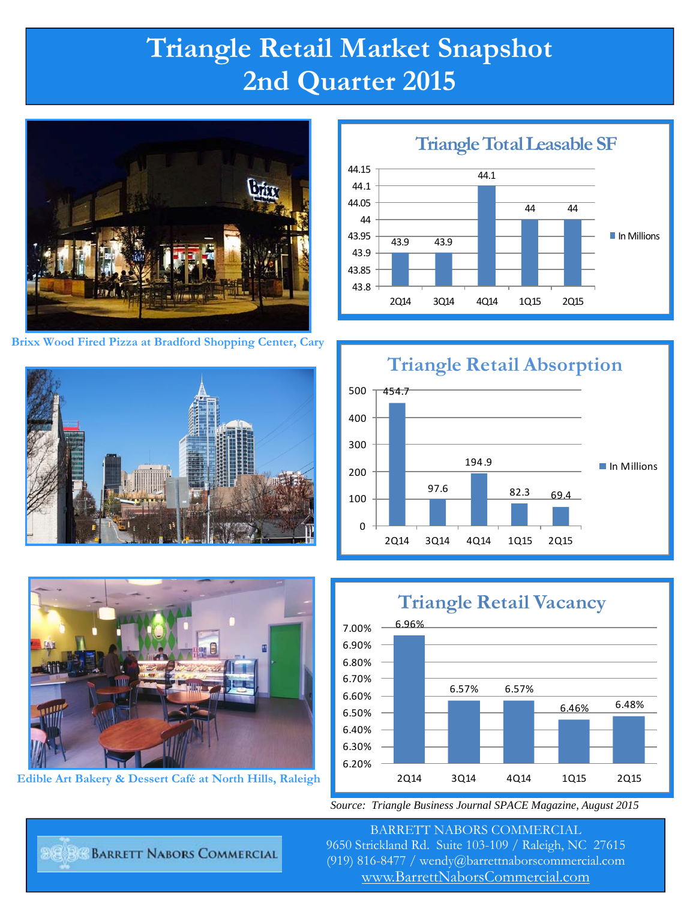# Triangle Retail Market Snapshot
# 2nd Quarter 2015

Brixx Wood Fired Pizza at Bradford Shopping Center, Cary

## Triangle Total Leasable SF

| Quarter | In Millions |
|---|---|
| 2Q14 | 43.9 |
| 3Q14 | 43.9 |
| 4Q14 | 44.1 |
| 1Q15 | 44 |
| 2Q15 | 44 |

## Triangle Retail Absorption

| Quarter | In Millions |
|---|---|
| 2Q14 | 454.7 |
| 3Q14 | 97.6 |
| 4Q14 | 194.9 |
| 1Q15 | 82.3 |
| 2Q15 | 69.4 |

## Triangle Retail Vacancy

| Quarter | Vacancy |
|---|---|
| 2Q14 | 6.96% |
| 3Q14 | 6.57% |
| 4Q14 | 6.57% |
| 1Q15 | 6.46% |
| 2Q15 | 6.48% |

Edible Art Bakery & Dessert Café at North Hills, Raleigh

*Source: Triangle Business Journal SPACE Magazine, August 2015*

BARRETT NABORS COMMERCIAL
9650 Strickland Rd. Suite 103-109 / Raleigh, NC 27615
(919) 816-8477 / wendy@barrettnaborscommercial.com
www.BarrettNaborsCommercial.com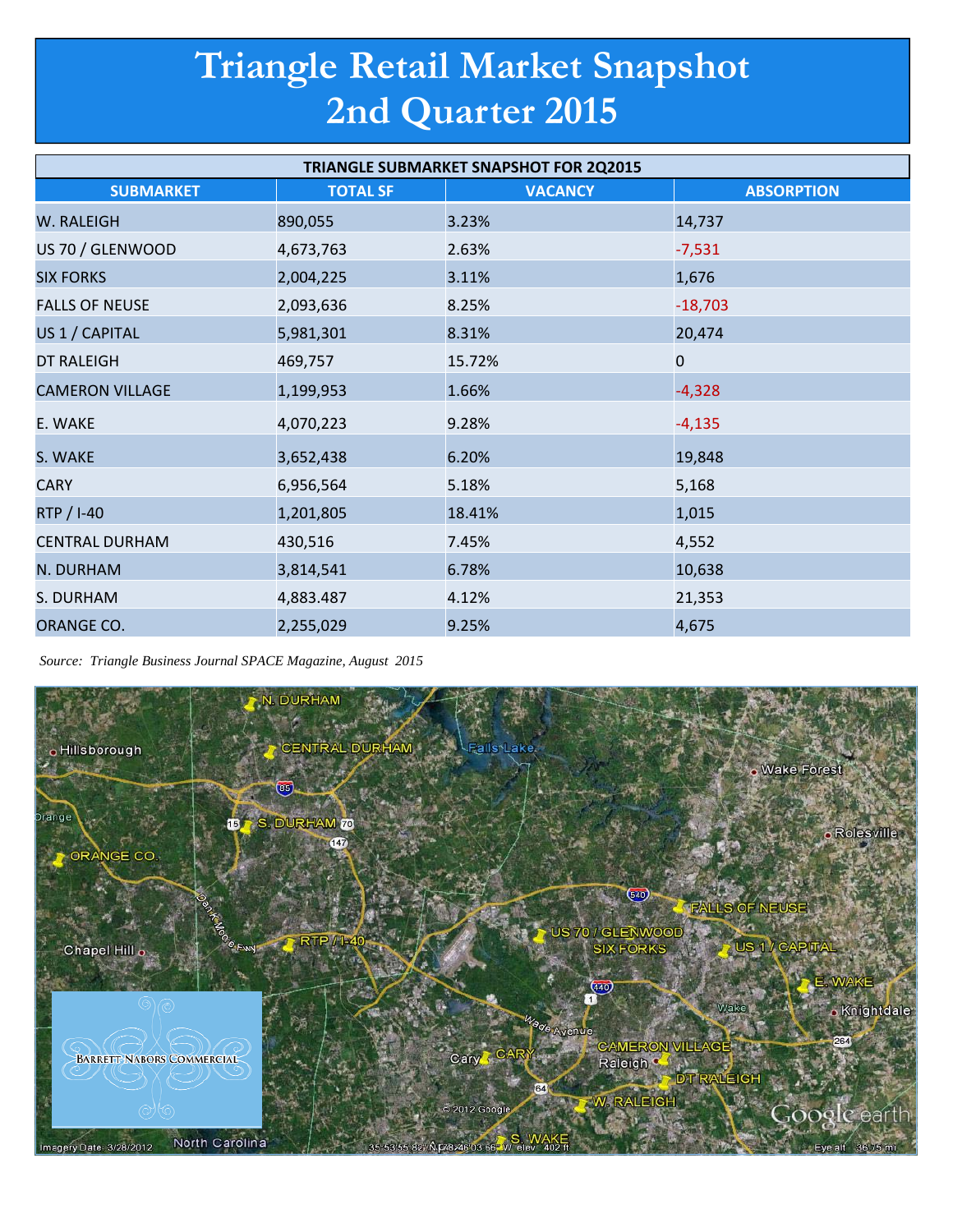# Triangle Retail Market Snapshot 2nd Quarter 2015

| TRIANGLE SUBMARKET SNAPSHOT FOR 2Q2015 | | | |
|---|---|---|---|
| SUBMARKET | TOTAL SF | VACANCY | ABSORPTION |
| W. RALEIGH | 890,055 | 3.23% | 14,737 |
| US 70 / GLENWOOD | 4,673,763 | 2.63% | -7,531 |
| SIX FORKS | 2,004,225 | 3.11% | 1,676 |
| FALLS OF NEUSE | 2,093,636 | 8.25% | -18,703 |
| US 1 / CAPITAL | 5,981,301 | 8.31% | 20,474 |
| DT RALEIGH | 469,757 | 15.72% | 0 |
| CAMERON VILLAGE | 1,199,953 | 1.66% | -4,328 |
| E. WAKE | 4,070,223 | 9.28% | -4,135 |
| S. WAKE | 3,652,438 | 6.20% | 19,848 |
| CARY | 6,956,564 | 5.18% | 5,168 |
| RTP / I-40 | 1,201,805 | 18.41% | 1,015 |
| CENTRAL DURHAM | 430,516 | 7.45% | 4,552 |
| N. DURHAM | 3,814,541 | 6.78% | 10,638 |
| S. DURHAM | 4,883.487 | 4.12% | 21,353 |
| ORANGE CO. | 2,255,029 | 9.25% | 4,675 |

*Source: Triangle Business Journal SPACE Magazine, August 2015*

N. DURHAM
CENTRAL DURHAM
S. DURHAM
ORANGE CO.
RTP / I-40
US 70 / GLENWOOD
SIX FORKS
FALLS OF NEUSE
US 1 / CAPITAL
E. WAKE
CARY
CAMERON VILLAGE
DT RALEIGH
W. RALEIGH
S. WAKE

BARRETT NABORS COMMERCIAL